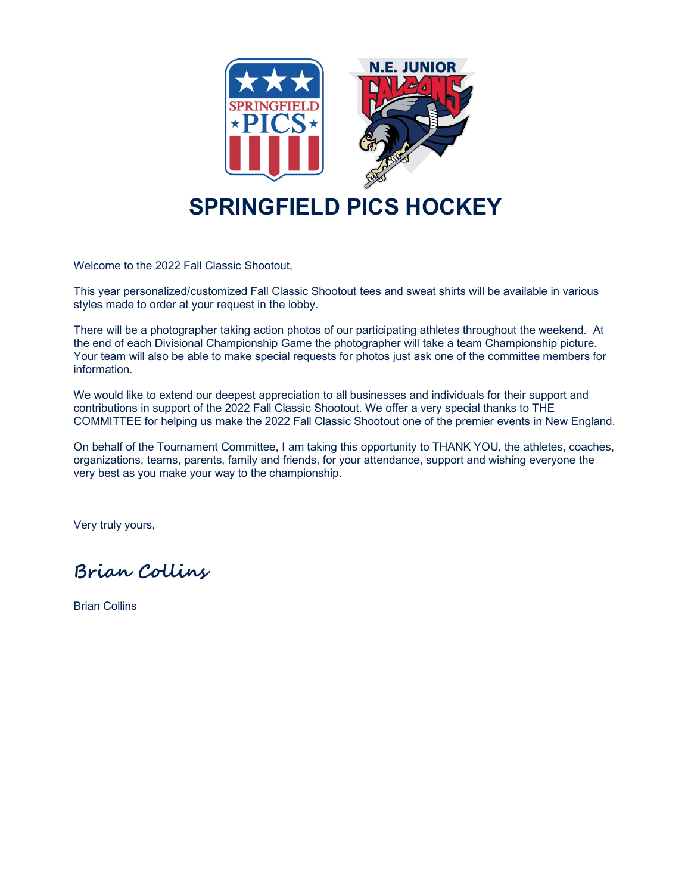# SPRINGFIELD PICS HOCKEY

Welcome to the 2022 Fall Classic Shootout,

This year personalized/customized Fall Classic Shootout tees and sweat shirts will be available in various styles made to order at your request in the lobby.

There will be a photographer taking action photos of our participating athletes throughout the weekend. At the end of each Divisional Championship Game the photographer will take a team Championship picture. Your team will also be able to make special requests for photos just ask one of the committee members for information.

We would like to extend our deepest appreciation to all businesses and individuals for their support and contributions in support of the 2022 Fall Classic Shootout. We offer a very special thanks to THE COMMITTEE for helping us make the 2022 Fall Classic Shootout one of the premier events in New England.

On behalf of the Tournament Committee, I am taking this opportunity to THANK YOU, the athletes, coaches, organizations, teams, parents, family and friends, for your attendance, support and wishing everyone the very best as you make your way to the championship.

Very truly yours,

*Brian Collins*

Brian Collins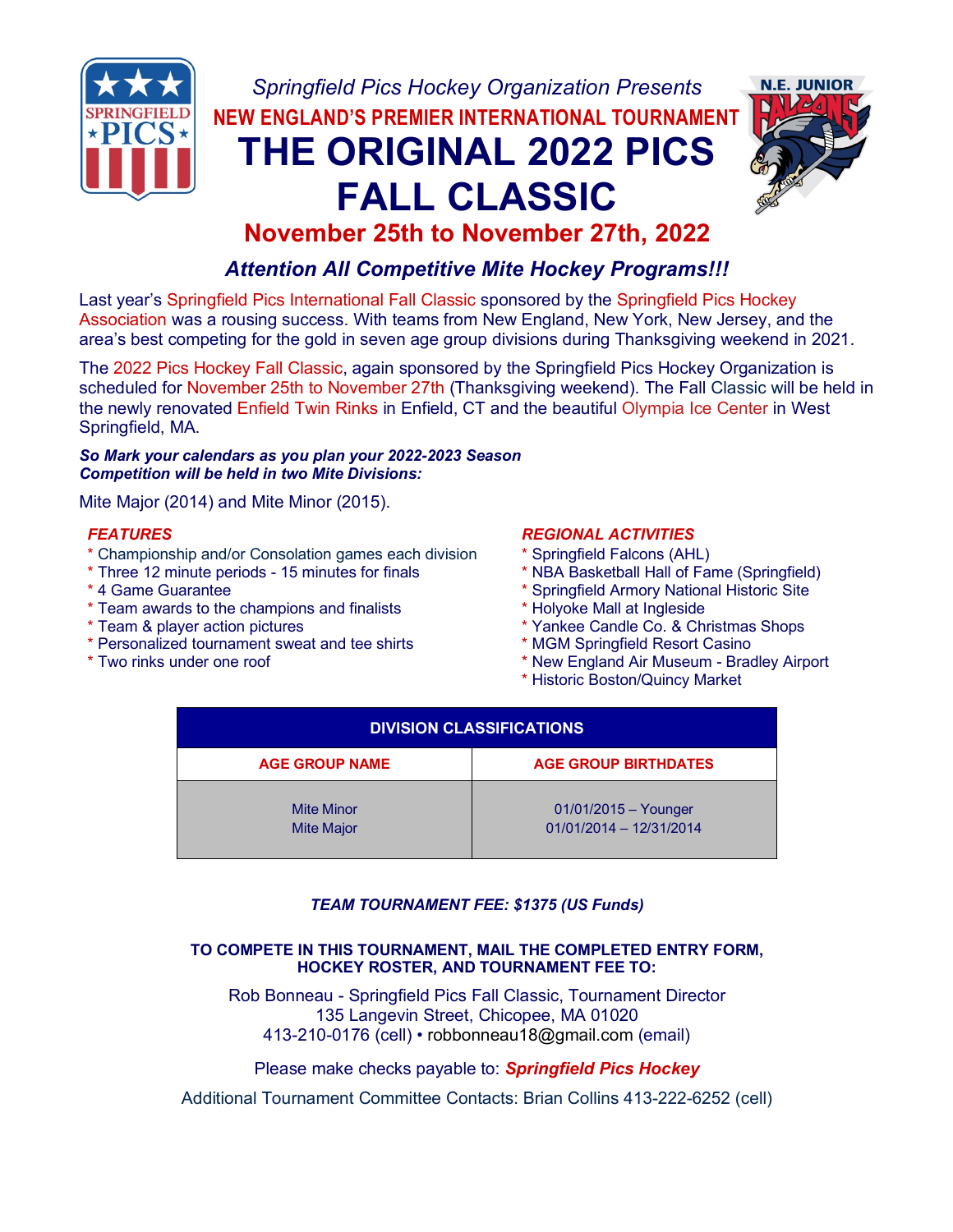Springfield Pics Hockey Organization Presents

NEW ENGLAND'S PREMIER INTERNATIONAL TOURNAMENT

# THE ORIGINAL 2022 PICS FALL CLASSIC

## November 25th to November 27th, 2022

### *Attention All Competitive Mite Hockey Programs!!!*

Last year's Springfield Pics International Fall Classic sponsored by the Springfield Pics Hockey Association was a rousing success. With teams from New England, New York, New Jersey, and the area's best competing for the gold in seven age group divisions during Thanksgiving weekend in 2021.

The 2022 Pics Hockey Fall Classic, again sponsored by the Springfield Pics Hockey Organization is scheduled for November 25th to November 27th (Thanksgiving weekend). The Fall Classic will be held in the newly renovated Enfield Twin Rinks in Enfield, CT and the beautiful Olympia Ice Center in West Springfield, MA.

***So Mark your calendars as you plan your 2022-2023 Season***
***Competition will be held in two Mite Divisions:***

Mite Major (2014) and Mite Minor (2015).

***FEATURES***

* Championship and/or Consolation games each division
* Three 12 minute periods - 15 minutes for finals
* 4 Game Guarantee
* Team awards to the champions and finalists
* Team & player action pictures
* Personalized tournament sweat and tee shirts
* Two rinks under one roof

***REGIONAL ACTIVITIES***

* Springfield Falcons (AHL)
* NBA Basketball Hall of Fame (Springfield)
* Springfield Armory National Historic Site
* Holyoke Mall at Ingleside
* Yankee Candle Co. & Christmas Shops
* MGM Springfield Resort Casino
* New England Air Museum - Bradley Airport
* Historic Boston/Quincy Market

| DIVISION CLASSIFICATIONS | |
|---|---|
| **AGE GROUP NAME** | **AGE GROUP BIRTHDATES** |
| Mite Minor | 01/01/2015 – Younger |
| Mite Major | 01/01/2014 – 12/31/2014 |

***TEAM TOURNAMENT FEE: $1375 (US Funds)***

**TO COMPETE IN THIS TOURNAMENT, MAIL THE COMPLETED ENTRY FORM, HOCKEY ROSTER, AND TOURNAMENT FEE TO:**

Rob Bonneau - Springfield Pics Fall Classic, Tournament Director
135 Langevin Street, Chicopee, MA 01020
413-210-0176 (cell) • robbonneau18@gmail.com (email)

Please make checks payable to: ***Springfield Pics Hockey***

Additional Tournament Committee Contacts: Brian Collins 413-222-6252 (cell)